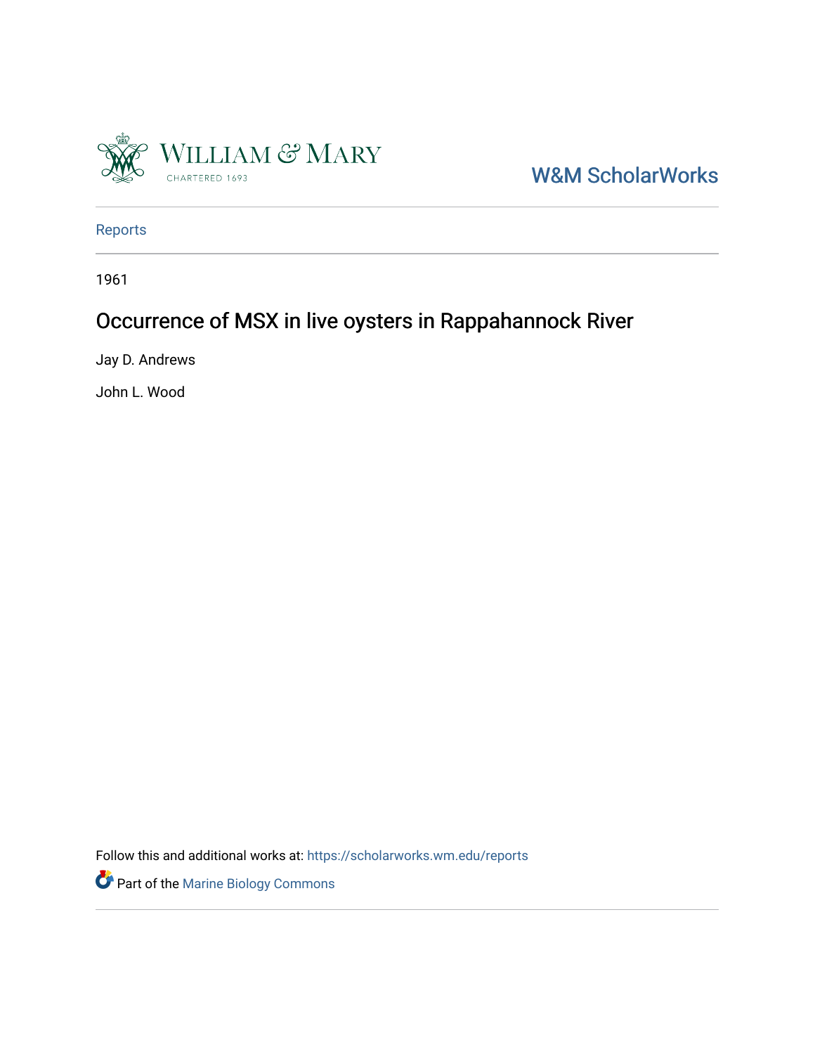W&M ScholarWorks

Reports

1961

# Occurrence of MSX in live oysters in Rappahannock River

Jay D. Andrews

John L. Wood

Follow this and additional works at: https://scholarworks.wm.edu/reports

Part of the Marine Biology Commons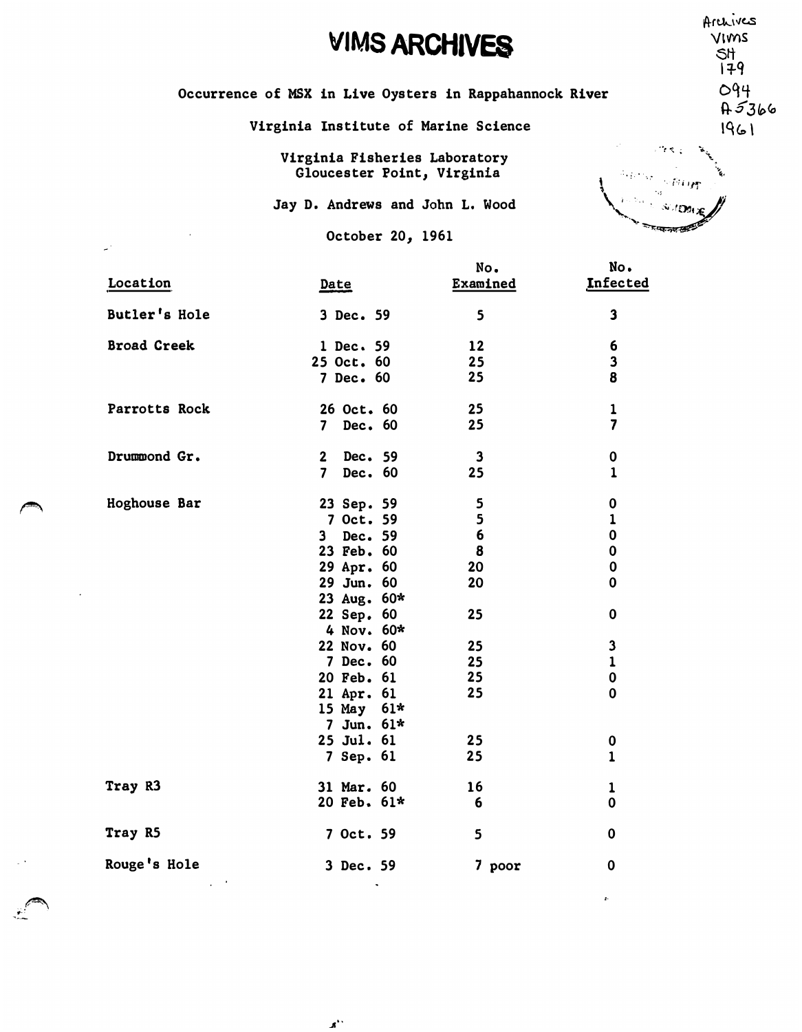# VIMS ARCHIVES

Archives VIMS SH 179 O94 A5366 1961

Occurrence of MSX in Live Oysters in Rappahannock River

Virginia Institute of Marine Science

Virginia Fisheries Laboratory
Gloucester Point, Virginia

Jay D. Andrews and John L. Wood

October 20, 1961

| Location | Date | No. Examined | No. Infected |
|---|---|---|---|
| Butler's Hole | 3 Dec. 59 | 5 | 3 |
| Broad Creek | 1 Dec. 59 | 12 | 6 |
| | 25 Oct. 60 | 25 | 3 |
| | 7 Dec. 60 | 25 | 8 |
| Parrotts Rock | 26 Oct. 60 | 25 | 1 |
| | 7 Dec. 60 | 25 | 7 |
| Drummond Gr. | 2 Dec. 59 | 3 | 0 |
| | 7 Dec. 60 | 25 | 1 |
| Hoghouse Bar | 23 Sep. 59 | 5 | 0 |
| | 7 Oct. 59 | 5 | 1 |
| | 3 Dec. 59 | 6 | 0 |
| | 23 Feb. 60 | 8 | 0 |
| | 29 Apr. 60 | 20 | 0 |
| | 29 Jun. 60 | 20 | 0 |
| | 23 Aug. 60* | | |
| | 22 Sep. 60 | 25 | 0 |
| | 4 Nov. 60* | | |
| | 22 Nov. 60 | 25 | 3 |
| | 7 Dec. 60 | 25 | 1 |
| | 20 Feb. 61 | 25 | 0 |
| | 21 Apr. 61 | 25 | 0 |
| | 15 May 61* | | |
| | 7 Jun. 61* | | |
| | 25 Jul. 61 | 25 | 0 |
| | 7 Sep. 61 | 25 | 1 |
| Tray R3 | 31 Mar. 60 | 16 | 1 |
| | 20 Feb. 61* | 6 | 0 |
| Tray R5 | 7 Oct. 59 | 5 | 0 |
| Rouge's Hole | 3 Dec. 59 | 7 poor | 0 |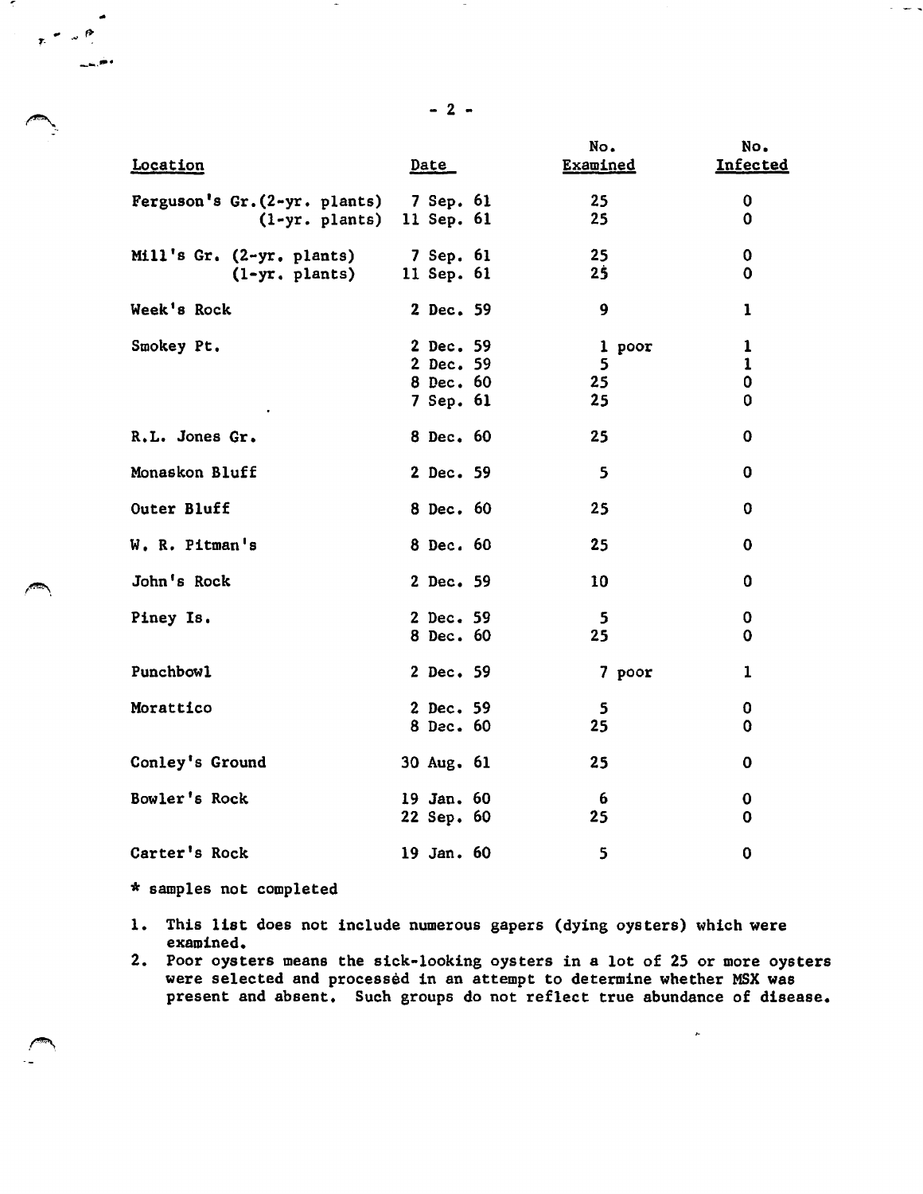| Location | Date | No. Examined | No. Infected |
|---|---|---|---|
| Ferguson's Gr.(2-yr. plants) | 7 Sep. 61 | 25 | 0 |
| (1-yr. plants) | 11 Sep. 61 | 25 | 0 |
| Mill's Gr. (2-yr. plants) | 7 Sep. 61 | 25 | 0 |
| (1-yr. plants) | 11 Sep. 61 | 25 | 0 |
| Week's Rock | 2 Dec. 59 | 9 | 1 |
| Smokey Pt. | 2 Dec. 59 | 1 poor | 1 |
| | 2 Dec. 59 | 5 | 1 |
| | 8 Dec. 60 | 25 | 0 |
| | 7 Sep. 61 | 25 | 0 |
| R.L. Jones Gr. | 8 Dec. 60 | 25 | 0 |
| Monaskon Bluff | 2 Dec. 59 | 5 | 0 |
| Outer Bluff | 8 Dec. 60 | 25 | 0 |
| W. R. Pitman's | 8 Dec. 60 | 25 | 0 |
| John's Rock | 2 Dec. 59 | 10 | 0 |
| Piney Is. | 2 Dec. 59 | 5 | 0 |
| | 8 Dec. 60 | 25 | 0 |
| Punchbowl | 2 Dec. 59 | 7 poor | 1 |
| Morattico | 2 Dec. 59 | 5 | 0 |
| | 8 Dec. 60 | 25 | 0 |
| Conley's Ground | 30 Aug. 61 | 25 | 0 |
| Bowler's Rock | 19 Jan. 60 | 6 | 0 |
| | 22 Sep. 60 | 25 | 0 |
| Carter's Rock | 19 Jan. 60 | 5 | 0 |

* samples not completed

1. This list does not include numerous gapers (dying oysters) which were examined.
2. Poor oysters means the sick-looking oysters in a lot of 25 or more oysters were selected and processed in an attempt to determine whether MSX was present and absent. Such groups do not reflect true abundance of disease.